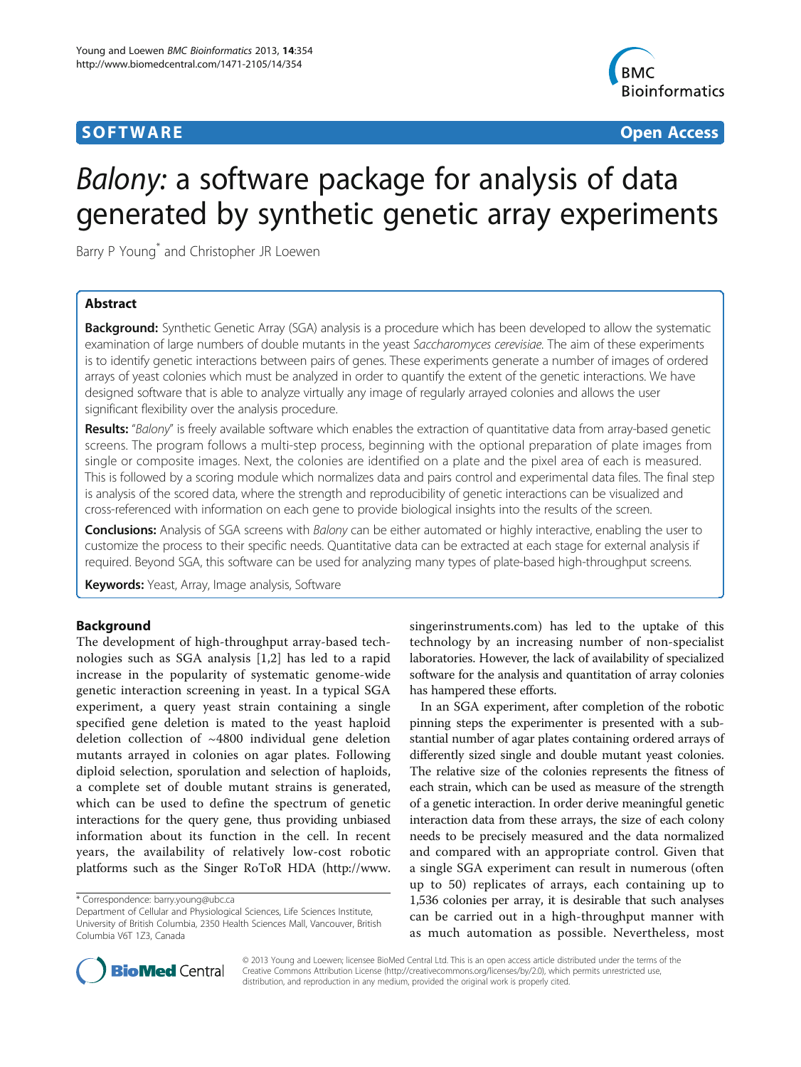SOFTWARE Open Access

# *Balony:* a software package for analysis of data generated by synthetic genetic array experiments

Barry P Young* and Christopher JR Loewen

## Abstract

**Background:** Synthetic Genetic Array (SGA) analysis is a procedure which has been developed to allow the systematic examination of large numbers of double mutants in the yeast *Saccharomyces cerevisiae*. The aim of these experiments is to identify genetic interactions between pairs of genes. These experiments generate a number of images of ordered arrays of yeast colonies which must be analyzed in order to quantify the extent of the genetic interactions. We have designed software that is able to analyze virtually any image of regularly arrayed colonies and allows the user significant flexibility over the analysis procedure.

**Results:** "*Balony*" is freely available software which enables the extraction of quantitative data from array-based genetic screens. The program follows a multi-step process, beginning with the optional preparation of plate images from single or composite images. Next, the colonies are identified on a plate and the pixel area of each is measured. This is followed by a scoring module which normalizes data and pairs control and experimental data files. The final step is analysis of the scored data, where the strength and reproducibility of genetic interactions can be visualized and cross-referenced with information on each gene to provide biological insights into the results of the screen.

**Conclusions:** Analysis of SGA screens with *Balony* can be either automated or highly interactive, enabling the user to customize the process to their specific needs. Quantitative data can be extracted at each stage for external analysis if required. Beyond SGA, this software can be used for analyzing many types of plate-based high-throughput screens.

**Keywords:** Yeast, Array, Image analysis, Software

## Background

The development of high-throughput array-based technologies such as SGA analysis [1,2] has led to a rapid increase in the popularity of systematic genome-wide genetic interaction screening in yeast. In a typical SGA experiment, a query yeast strain containing a single specified gene deletion is mated to the yeast haploid deletion collection of ~4800 individual gene deletion mutants arrayed in colonies on agar plates. Following diploid selection, sporulation and selection of haploids, a complete set of double mutant strains is generated, which can be used to define the spectrum of genetic interactions for the query gene, thus providing unbiased information about its function in the cell. In recent years, the availability of relatively low-cost robotic platforms such as the Singer RoToR HDA (http://www.singerinstruments.com) has led to the uptake of this technology by an increasing number of non-specialist laboratories. However, the lack of availability of specialized software for the analysis and quantitation of array colonies has hampered these efforts.

In an SGA experiment, after completion of the robotic pinning steps the experimenter is presented with a substantial number of agar plates containing ordered arrays of differently sized single and double mutant yeast colonies. The relative size of the colonies represents the fitness of each strain, which can be used as measure of the strength of a genetic interaction. In order derive meaningful genetic interaction data from these arrays, the size of each colony needs to be precisely measured and the data normalized and compared with an appropriate control. Given that a single SGA experiment can result in numerous (often up to 50) replicates of arrays, each containing up to 1,536 colonies per array, it is desirable that such analyses can be carried out in a high-throughput manner with as much automation as possible. Nevertheless, most

\* Correspondence: barry.young@ubc.ca
Department of Cellular and Physiological Sciences, Life Sciences Institute, University of British Columbia, 2350 Health Sciences Mall, Vancouver, British Columbia V6T 1Z3, Canada

© 2013 Young and Loewen; licensee BioMed Central Ltd. This is an open access article distributed under the terms of the Creative Commons Attribution License (http://creativecommons.org/licenses/by/2.0), which permits unrestricted use, distribution, and reproduction in any medium, provided the original work is properly cited.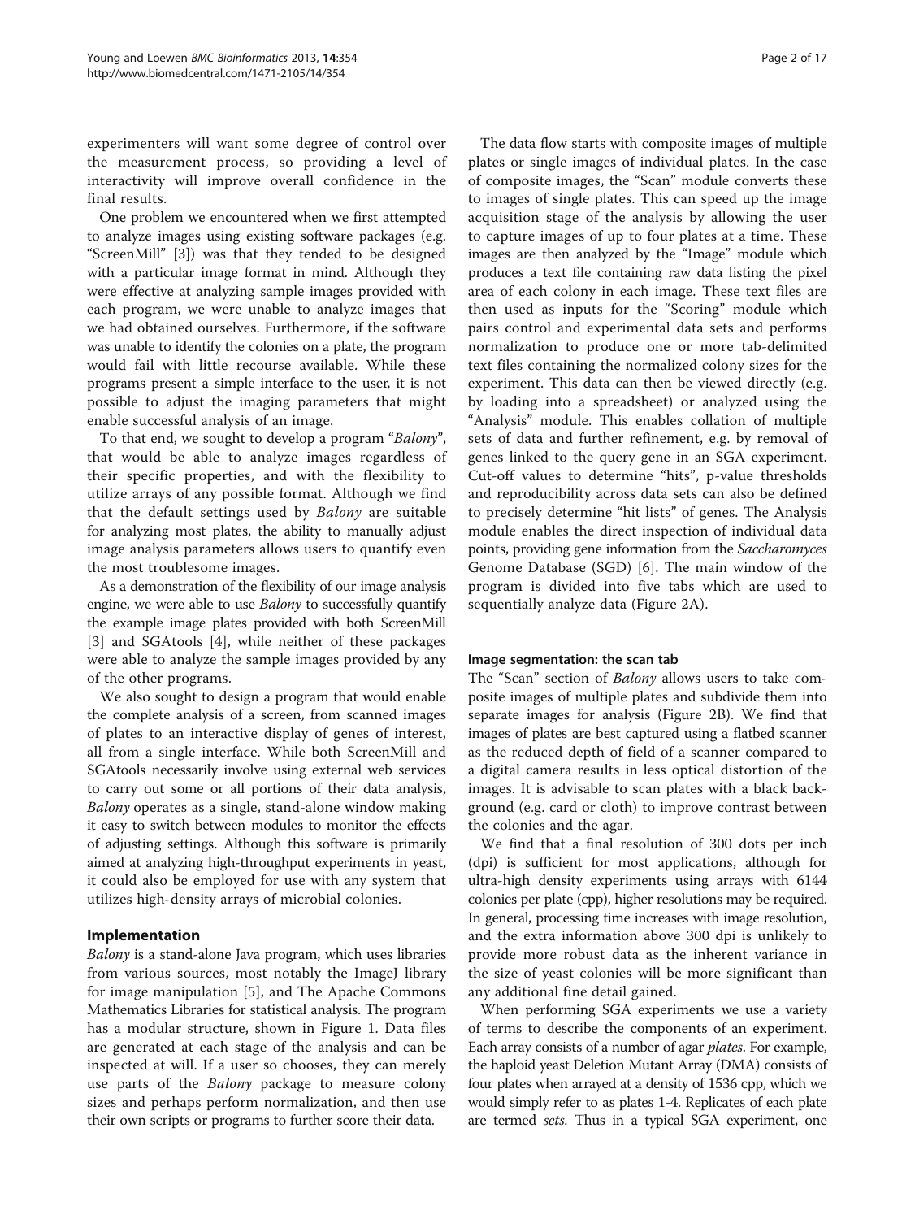experimenters will want some degree of control over the measurement process, so providing a level of interactivity will improve overall confidence in the final results.

One problem we encountered when we first attempted to analyze images using existing software packages (e.g. "ScreenMill" [3]) was that they tended to be designed with a particular image format in mind. Although they were effective at analyzing sample images provided with each program, we were unable to analyze images that we had obtained ourselves. Furthermore, if the software was unable to identify the colonies on a plate, the program would fail with little recourse available. While these programs present a simple interface to the user, it is not possible to adjust the imaging parameters that might enable successful analysis of an image.

To that end, we sought to develop a program "*Balony*", that would be able to analyze images regardless of their specific properties, and with the flexibility to utilize arrays of any possible format. Although we find that the default settings used by *Balony* are suitable for analyzing most plates, the ability to manually adjust image analysis parameters allows users to quantify even the most troublesome images.

As a demonstration of the flexibility of our image analysis engine, we were able to use *Balony* to successfully quantify the example image plates provided with both ScreenMill [3] and SGAtools [4], while neither of these packages were able to analyze the sample images provided by any of the other programs.

We also sought to design a program that would enable the complete analysis of a screen, from scanned images of plates to an interactive display of genes of interest, all from a single interface. While both ScreenMill and SGAtools necessarily involve using external web services to carry out some or all portions of their data analysis, *Balony* operates as a single, stand-alone window making it easy to switch between modules to monitor the effects of adjusting settings. Although this software is primarily aimed at analyzing high-throughput experiments in yeast, it could also be employed for use with any system that utilizes high-density arrays of microbial colonies.

## Implementation

*Balony* is a stand-alone Java program, which uses libraries from various sources, most notably the ImageJ library for image manipulation [5], and The Apache Commons Mathematics Libraries for statistical analysis. The program has a modular structure, shown in Figure 1. Data files are generated at each stage of the analysis and can be inspected at will. If a user so chooses, they can merely use parts of the *Balony* package to measure colony sizes and perhaps perform normalization, and then use their own scripts or programs to further score their data.

The data flow starts with composite images of multiple plates or single images of individual plates. In the case of composite images, the "Scan" module converts these to images of single plates. This can speed up the image acquisition stage of the analysis by allowing the user to capture images of up to four plates at a time. These images are then analyzed by the "Image" module which produces a text file containing raw data listing the pixel area of each colony in each image. These text files are then used as inputs for the "Scoring" module which pairs control and experimental data sets and performs normalization to produce one or more tab-delimited text files containing the normalized colony sizes for the experiment. This data can then be viewed directly (e.g. by loading into a spreadsheet) or analyzed using the "Analysis" module. This enables collation of multiple sets of data and further refinement, e.g. by removal of genes linked to the query gene in an SGA experiment. Cut-off values to determine "hits", p-value thresholds and reproducibility across data sets can also be defined to precisely determine "hit lists" of genes. The Analysis module enables the direct inspection of individual data points, providing gene information from the *Saccharomyces* Genome Database (SGD) [6]. The main window of the program is divided into five tabs which are used to sequentially analyze data (Figure 2A).

### Image segmentation: the scan tab

The "Scan" section of *Balony* allows users to take composite images of multiple plates and subdivide them into separate images for analysis (Figure 2B). We find that images of plates are best captured using a flatbed scanner as the reduced depth of field of a scanner compared to a digital camera results in less optical distortion of the images. It is advisable to scan plates with a black background (e.g. card or cloth) to improve contrast between the colonies and the agar.

We find that a final resolution of 300 dots per inch (dpi) is sufficient for most applications, although for ultra-high density experiments using arrays with 6144 colonies per plate (cpp), higher resolutions may be required. In general, processing time increases with image resolution, and the extra information above 300 dpi is unlikely to provide more robust data as the inherent variance in the size of yeast colonies will be more significant than any additional fine detail gained.

When performing SGA experiments we use a variety of terms to describe the components of an experiment. Each array consists of a number of agar *plates*. For example, the haploid yeast Deletion Mutant Array (DMA) consists of four plates when arrayed at a density of 1536 cpp, which we would simply refer to as plates 1-4. Replicates of each plate are termed *sets*. Thus in a typical SGA experiment, one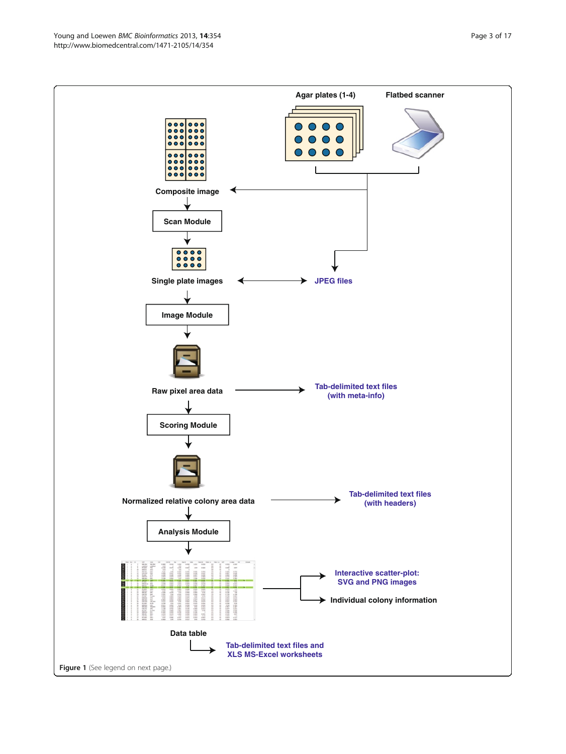Agar plates (1-4)

Flatbed scanner

Composite image

Scan Module

Single plate images

JPEG files

Image Module

Raw pixel area data

Tab-delimited text files (with meta-info)

Scoring Module

Normalized relative colony area data

Tab-delimited text files (with headers)

Analysis Module

Interactive scatter-plot: SVG and PNG images

Individual colony information

Data table

Tab-delimited text files and XLS MS-Excel worksheets

**Figure 1** (See legend on next page.)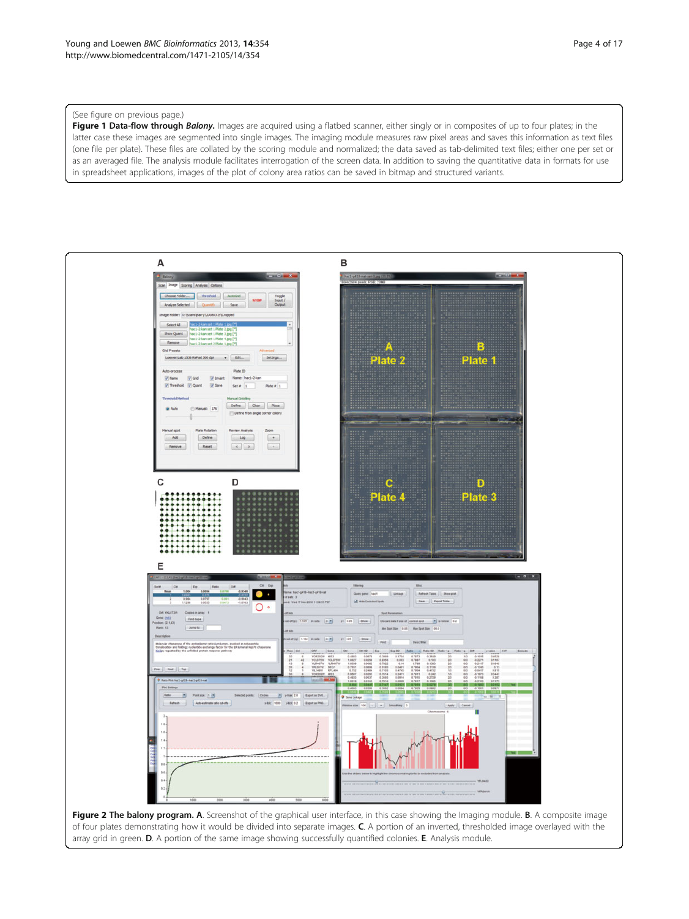(See figure on previous page.)

**Figure 1 Data-flow through *Balony*.** Images are acquired using a flatbed scanner, either singly or in composites of up to four plates; in the latter case these images are segmented into single images. The imaging module measures raw pixel areas and saves this information as text files (one file per plate). These files are collated by the scoring module and normalized; the data saved as tab-delimited text files; either one per set or as an averaged file. The analysis module facilitates interrogation of the screen data. In addition to saving the quantitative data in formats for use in spreadsheet applications, images of the plot of colony area ratios can be saved in bitmap and structured variants.

**Figure 2 The balony program. A**. Screenshot of the graphical user interface, in this case showing the Imaging module. **B**. A composite image of four plates demonstrating how it would be divided into separate images. **C**. A portion of an inverted, thresholded image overlayed with the array grid in green. **D**. A portion of the same image showing successfully quantified colonies. **E**. Analysis module.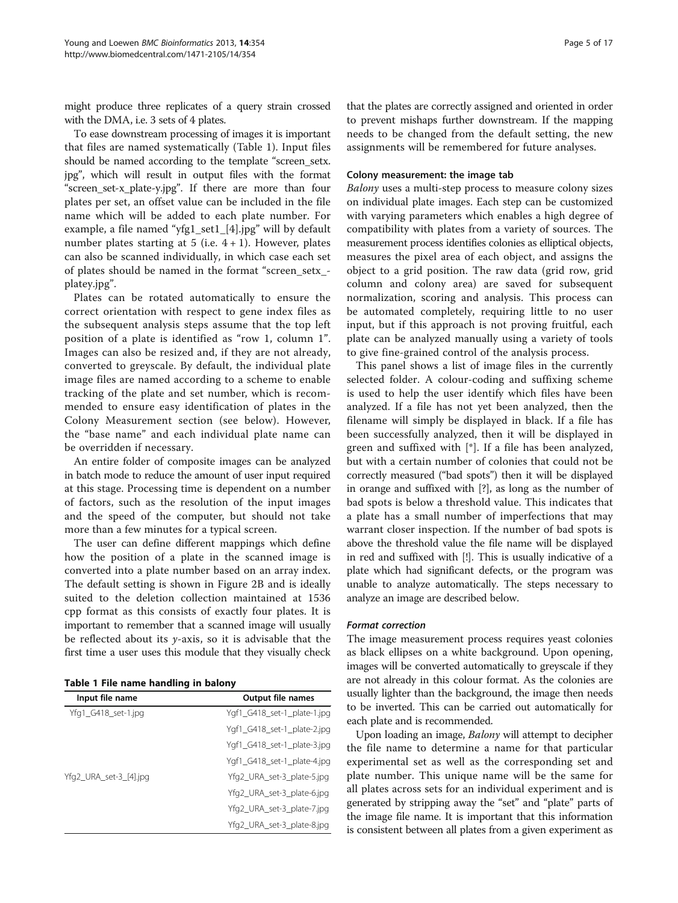might produce three replicates of a query strain crossed with the DMA, i.e. 3 sets of 4 plates.

To ease downstream processing of images it is important that files are named systematically (Table 1). Input files should be named according to the template "screen_setx.jpg", which will result in output files with the format "screen_set-x_plate-y.jpg". If there are more than four plates per set, an offset value can be included in the file name which will be added to each plate number. For example, a file named "yfg1_set1_[4].jpg" will by default number plates starting at 5 (i.e. 4 + 1). However, plates can also be scanned individually, in which case each set of plates should be named in the format "screen_setx_-platey.jpg".

Plates can be rotated automatically to ensure the correct orientation with respect to gene index files as the subsequent analysis steps assume that the top left position of a plate is identified as "row 1, column 1". Images can also be resized and, if they are not already, converted to greyscale. By default, the individual plate image files are named according to a scheme to enable tracking of the plate and set number, which is recommended to ensure easy identification of plates in the Colony Measurement section (see below). However, the "base name" and each individual plate name can be overridden if necessary.

An entire folder of composite images can be analyzed in batch mode to reduce the amount of user input required at this stage. Processing time is dependent on a number of factors, such as the resolution of the input images and the speed of the computer, but should not take more than a few minutes for a typical screen.

The user can define different mappings which define how the position of a plate in the scanned image is converted into a plate number based on an array index. The default setting is shown in Figure 2B and is ideally suited to the deletion collection maintained at 1536 cpp format as this consists of exactly four plates. It is important to remember that a scanned image will usually be reflected about its $y$-axis, so it is advisable that the first time a user uses this module that they visually check that the plates are correctly assigned and oriented in order to prevent mishaps further downstream. If the mapping needs to be changed from the default setting, the new assignments will be remembered for future analyses.

**Table 1 File name handling in balony**

| Input file name | Output file names |
|---|---|
| Yfg1_G418_set-1.jpg | Ygf1_G418_set-1_plate-1.jpg |
| | Ygf1_G418_set-1_plate-2.jpg |
| | Ygf1_G418_set-1_plate-3.jpg |
| | Ygf1_G418_set-1_plate-4.jpg |
| Yfg2_URA_set-3_[4].jpg | Yfg2_URA_set-3_plate-5.jpg |
| | Yfg2_URA_set-3_plate-6.jpg |
| | Yfg2_URA_set-3_plate-7.jpg |
| | Yfg2_URA_set-3_plate-8.jpg |

### Colony measurement: the image tab

*Balony* uses a multi-step process to measure colony sizes on individual plate images. Each step can be customized with varying parameters which enables a high degree of compatibility with plates from a variety of sources. The measurement process identifies colonies as elliptical objects, measures the pixel area of each object, and assigns the object to a grid position. The raw data (grid row, grid column and colony area) are saved for subsequent normalization, scoring and analysis. This process can be automated completely, requiring little to no user input, but if this approach is not proving fruitful, each plate can be analyzed manually using a variety of tools to give fine-grained control of the analysis process.

This panel shows a list of image files in the currently selected folder. A colour-coding and suffixing scheme is used to help the user identify which files have been analyzed. If a file has not yet been analyzed, then the filename will simply be displayed in black. If a file has been successfully analyzed, then it will be displayed in green and suffixed with [*]. If a file has been analyzed, but with a certain number of colonies that could not be correctly measured ("bad spots") then it will be displayed in orange and suffixed with [?], as long as the number of bad spots is below a threshold value. This indicates that a plate has a small number of imperfections that may warrant closer inspection. If the number of bad spots is above the threshold value the file name will be displayed in red and suffixed with [!]. This is usually indicative of a plate which had significant defects, or the program was unable to analyze automatically. The steps necessary to analyze an image are described below.

#### *Format correction*

The image measurement process requires yeast colonies as black ellipses on a white background. Upon opening, images will be converted automatically to greyscale if they are not already in this colour format. As the colonies are usually lighter than the background, the image then needs to be inverted. This can be carried out automatically for each plate and is recommended.

Upon loading an image, *Balony* will attempt to decipher the file name to determine a name for that particular experimental set as well as the corresponding set and plate number. This unique name will be the same for all plates across sets for an individual experiment and is generated by stripping away the "set" and "plate" parts of the image file name. It is important that this information is consistent between all plates from a given experiment as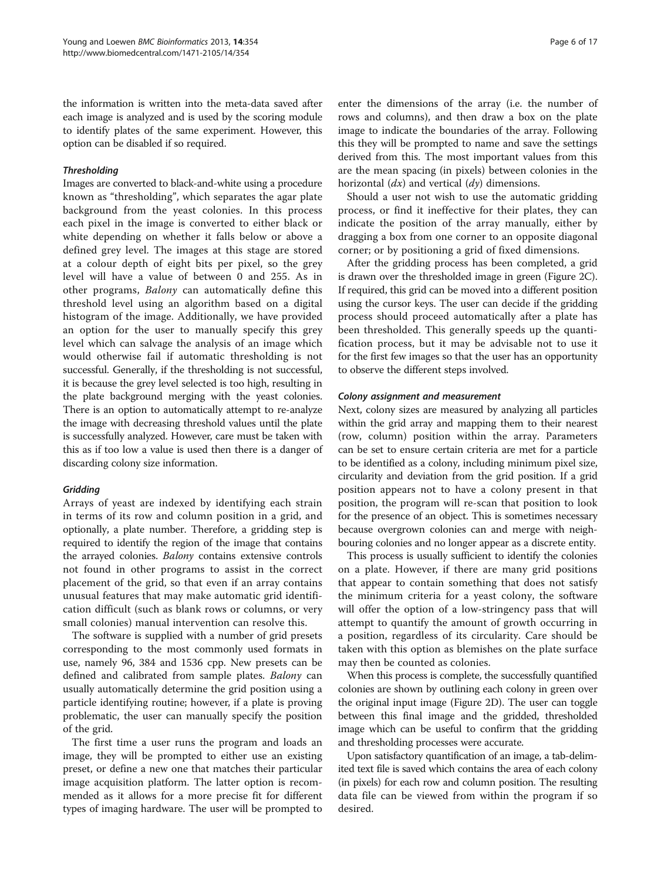the information is written into the meta-data saved after each image is analyzed and is used by the scoring module to identify plates of the same experiment. However, this option can be disabled if so required.

#### *Thresholding*

Images are converted to black-and-white using a procedure known as "thresholding", which separates the agar plate background from the yeast colonies. In this process each pixel in the image is converted to either black or white depending on whether it falls below or above a defined grey level. The images at this stage are stored at a colour depth of eight bits per pixel, so the grey level will have a value of between 0 and 255. As in other programs, *Balony* can automatically define this threshold level using an algorithm based on a digital histogram of the image. Additionally, we have provided an option for the user to manually specify this grey level which can salvage the analysis of an image which would otherwise fail if automatic thresholding is not successful. Generally, if the thresholding is not successful, it is because the grey level selected is too high, resulting in the plate background merging with the yeast colonies. There is an option to automatically attempt to re-analyze the image with decreasing threshold values until the plate is successfully analyzed. However, care must be taken with this as if too low a value is used then there is a danger of discarding colony size information.

#### *Gridding*

Arrays of yeast are indexed by identifying each strain in terms of its row and column position in a grid, and optionally, a plate number. Therefore, a gridding step is required to identify the region of the image that contains the arrayed colonies. *Balony* contains extensive controls not found in other programs to assist in the correct placement of the grid, so that even if an array contains unusual features that may make automatic grid identification difficult (such as blank rows or columns, or very small colonies) manual intervention can resolve this.

The software is supplied with a number of grid presets corresponding to the most commonly used formats in use, namely 96, 384 and 1536 cpp. New presets can be defined and calibrated from sample plates. *Balony* can usually automatically determine the grid position using a particle identifying routine; however, if a plate is proving problematic, the user can manually specify the position of the grid.

The first time a user runs the program and loads an image, they will be prompted to either use an existing preset, or define a new one that matches their particular image acquisition platform. The latter option is recommended as it allows for a more precise fit for different types of imaging hardware. The user will be prompted to enter the dimensions of the array (i.e. the number of rows and columns), and then draw a box on the plate image to indicate the boundaries of the array. Following this they will be prompted to name and save the settings derived from this. The most important values from this are the mean spacing (in pixels) between colonies in the horizontal ($dx$) and vertical ($dy$) dimensions.

Should a user not wish to use the automatic gridding process, or find it ineffective for their plates, they can indicate the position of the array manually, either by dragging a box from one corner to an opposite diagonal corner; or by positioning a grid of fixed dimensions.

After the gridding process has been completed, a grid is drawn over the thresholded image in green (Figure 2C). If required, this grid can be moved into a different position using the cursor keys. The user can decide if the gridding process should proceed automatically after a plate has been thresholded. This generally speeds up the quantification process, but it may be advisable not to use it for the first few images so that the user has an opportunity to observe the different steps involved.

#### *Colony assignment and measurement*

Next, colony sizes are measured by analyzing all particles within the grid array and mapping them to their nearest (row, column) position within the array. Parameters can be set to ensure certain criteria are met for a particle to be identified as a colony, including minimum pixel size, circularity and deviation from the grid position. If a grid position appears not to have a colony present in that position, the program will re-scan that position to look for the presence of an object. This is sometimes necessary because overgrown colonies can and merge with neighbouring colonies and no longer appear as a discrete entity.

This process is usually sufficient to identify the colonies on a plate. However, if there are many grid positions that appear to contain something that does not satisfy the minimum criteria for a yeast colony, the software will offer the option of a low-stringency pass that will attempt to quantify the amount of growth occurring in a position, regardless of its circularity. Care should be taken with this option as blemishes on the plate surface may then be counted as colonies.

When this process is complete, the successfully quantified colonies are shown by outlining each colony in green over the original input image (Figure 2D). The user can toggle between this final image and the gridded, thresholded image which can be useful to confirm that the gridding and thresholding processes were accurate.

Upon satisfactory quantification of an image, a tab-delimited text file is saved which contains the area of each colony (in pixels) for each row and column position. The resulting data file can be viewed from within the program if so desired.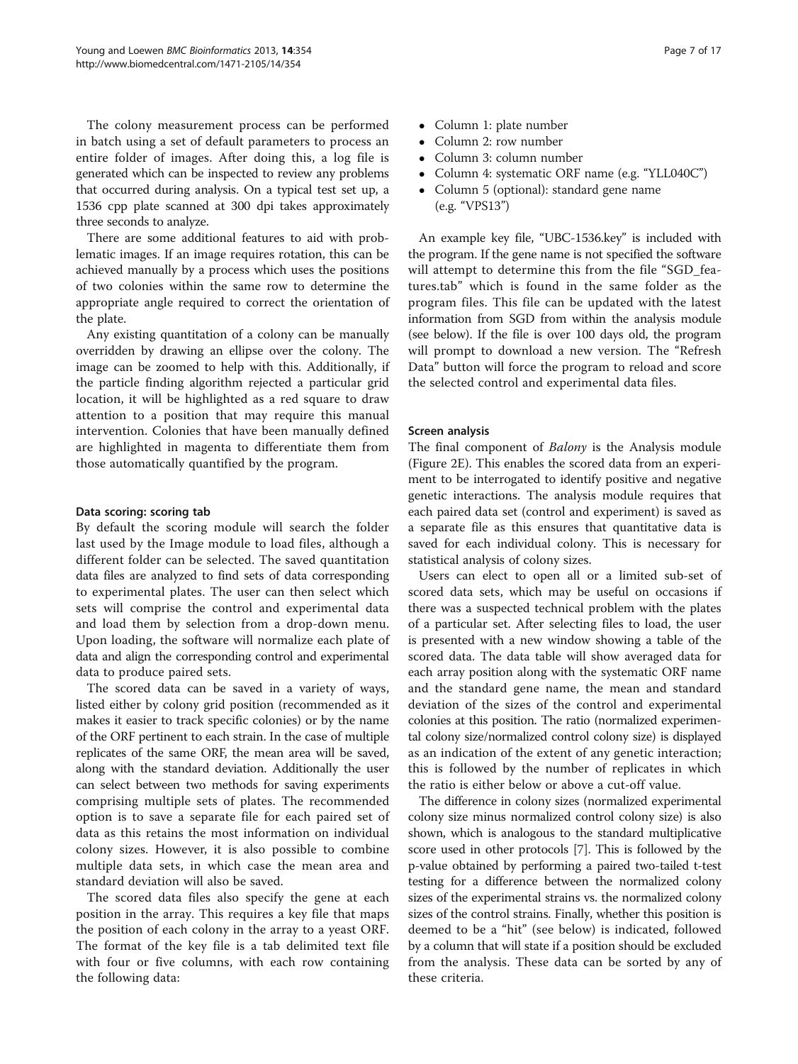The colony measurement process can be performed in batch using a set of default parameters to process an entire folder of images. After doing this, a log file is generated which can be inspected to review any problems that occurred during analysis. On a typical test set up, a 1536 cpp plate scanned at 300 dpi takes approximately three seconds to analyze.

There are some additional features to aid with problematic images. If an image requires rotation, this can be achieved manually by a process which uses the positions of two colonies within the same row to determine the appropriate angle required to correct the orientation of the plate.

Any existing quantitation of a colony can be manually overridden by drawing an ellipse over the colony. The image can be zoomed to help with this. Additionally, if the particle finding algorithm rejected a particular grid location, it will be highlighted as a red square to draw attention to a position that may require this manual intervention. Colonies that have been manually defined are highlighted in magenta to differentiate them from those automatically quantified by the program.

#### Data scoring: scoring tab

By default the scoring module will search the folder last used by the Image module to load files, although a different folder can be selected. The saved quantitation data files are analyzed to find sets of data corresponding to experimental plates. The user can then select which sets will comprise the control and experimental data and load them by selection from a drop-down menu. Upon loading, the software will normalize each plate of data and align the corresponding control and experimental data to produce paired sets.

The scored data can be saved in a variety of ways, listed either by colony grid position (recommended as it makes it easier to track specific colonies) or by the name of the ORF pertinent to each strain. In the case of multiple replicates of the same ORF, the mean area will be saved, along with the standard deviation. Additionally the user can select between two methods for saving experiments comprising multiple sets of plates. The recommended option is to save a separate file for each paired set of data as this retains the most information on individual colony sizes. However, it is also possible to combine multiple data sets, in which case the mean area and standard deviation will also be saved.

The scored data files also specify the gene at each position in the array. This requires a key file that maps the position of each colony in the array to a yeast ORF. The format of the key file is a tab delimited text file with four or five columns, with each row containing the following data:

- Column 1: plate number
- Column 2: row number
- Column 3: column number
- Column 4: systematic ORF name (e.g. "YLL040C")
- Column 5 (optional): standard gene name (e.g. "VPS13")

An example key file, "UBC-1536.key" is included with the program. If the gene name is not specified the software will attempt to determine this from the file "SGD_features.tab" which is found in the same folder as the program files. This file can be updated with the latest information from SGD from within the analysis module (see below). If the file is over 100 days old, the program will prompt to download a new version. The "Refresh Data" button will force the program to reload and score the selected control and experimental data files.

#### Screen analysis

The final component of *Balony* is the Analysis module (Figure 2E). This enables the scored data from an experiment to be interrogated to identify positive and negative genetic interactions. The analysis module requires that each paired data set (control and experiment) is saved as a separate file as this ensures that quantitative data is saved for each individual colony. This is necessary for statistical analysis of colony sizes.

Users can elect to open all or a limited sub-set of scored data sets, which may be useful on occasions if there was a suspected technical problem with the plates of a particular set. After selecting files to load, the user is presented with a new window showing a table of the scored data. The data table will show averaged data for each array position along with the systematic ORF name and the standard gene name, the mean and standard deviation of the sizes of the control and experimental colonies at this position. The ratio (normalized experimental colony size/normalized control colony size) is displayed as an indication of the extent of any genetic interaction; this is followed by the number of replicates in which the ratio is either below or above a cut-off value.

The difference in colony sizes (normalized experimental colony size minus normalized control colony size) is also shown, which is analogous to the standard multiplicative score used in other protocols [7]. This is followed by the p-value obtained by performing a paired two-tailed t-test testing for a difference between the normalized colony sizes of the experimental strains vs. the normalized colony sizes of the control strains. Finally, whether this position is deemed to be a "hit" (see below) is indicated, followed by a column that will state if a position should be excluded from the analysis. These data can be sorted by any of these criteria.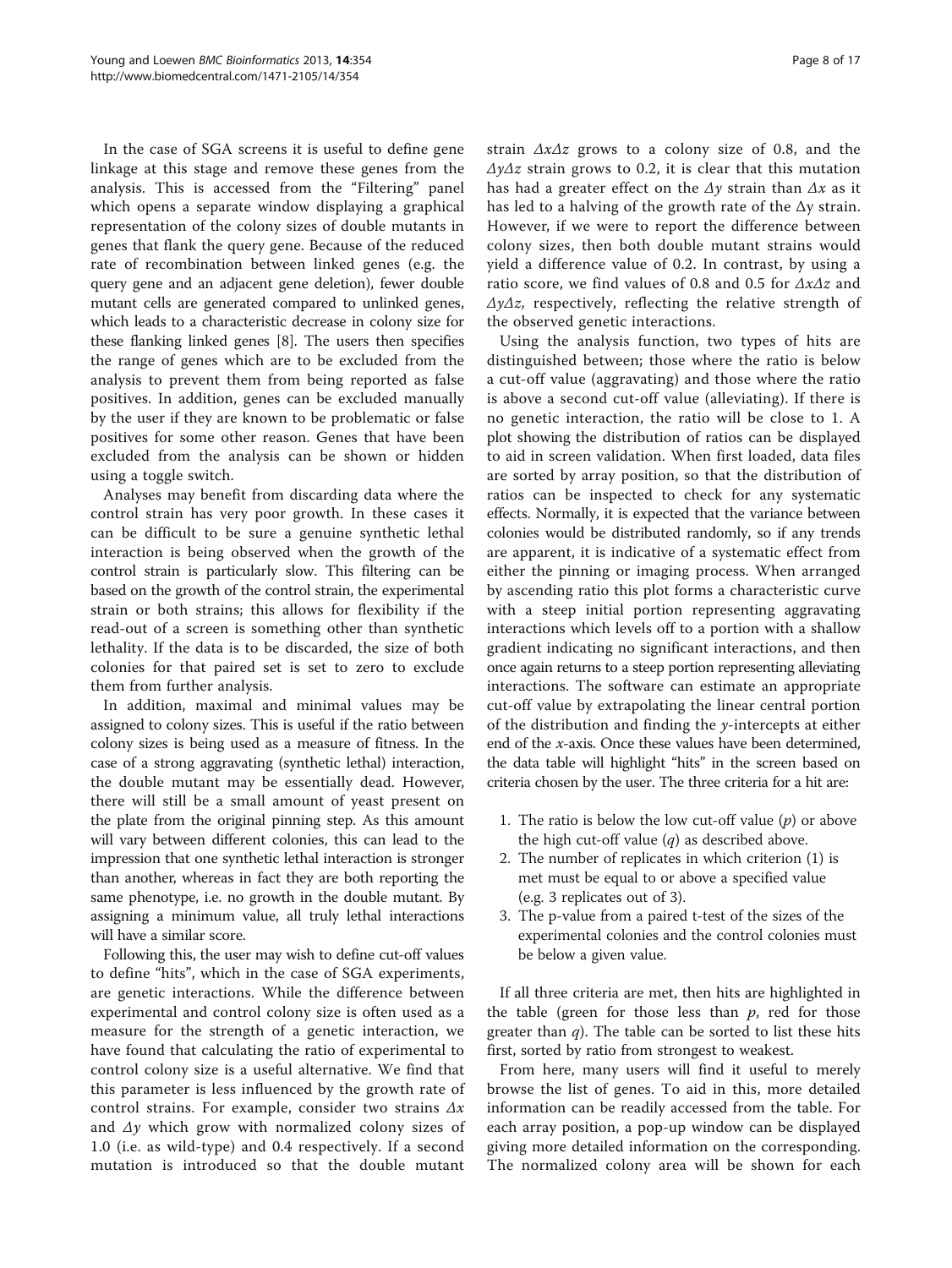In the case of SGA screens it is useful to define gene linkage at this stage and remove these genes from the analysis. This is accessed from the "Filtering" panel which opens a separate window displaying a graphical representation of the colony sizes of double mutants in genes that flank the query gene. Because of the reduced rate of recombination between linked genes (e.g. the query gene and an adjacent gene deletion), fewer double mutant cells are generated compared to unlinked genes, which leads to a characteristic decrease in colony size for these flanking linked genes [8]. The users then specifies the range of genes which are to be excluded from the analysis to prevent them from being reported as false positives. In addition, genes can be excluded manually by the user if they are known to be problematic or false positives for some other reason. Genes that have been excluded from the analysis can be shown or hidden using a toggle switch.

Analyses may benefit from discarding data where the control strain has very poor growth. In these cases it can be difficult to be sure a genuine synthetic lethal interaction is being observed when the growth of the control strain is particularly slow. This filtering can be based on the growth of the control strain, the experimental strain or both strains; this allows for flexibility if the read-out of a screen is something other than synthetic lethality. If the data is to be discarded, the size of both colonies for that paired set is set to zero to exclude them from further analysis.

In addition, maximal and minimal values may be assigned to colony sizes. This is useful if the ratio between colony sizes is being used as a measure of fitness. In the case of a strong aggravating (synthetic lethal) interaction, the double mutant may be essentially dead. However, there will still be a small amount of yeast present on the plate from the original pinning step. As this amount will vary between different colonies, this can lead to the impression that one synthetic lethal interaction is stronger than another, whereas in fact they are both reporting the same phenotype, i.e. no growth in the double mutant. By assigning a minimum value, all truly lethal interactions will have a similar score.

Following this, the user may wish to define cut-off values to define "hits", which in the case of SGA experiments, are genetic interactions. While the difference between experimental and control colony size is often used as a measure for the strength of a genetic interaction, we have found that calculating the ratio of experimental to control colony size is a useful alternative. We find that this parameter is less influenced by the growth rate of control strains. For example, consider two strains $\Delta x$ and $\Delta y$ which grow with normalized colony sizes of 1.0 (i.e. as wild-type) and 0.4 respectively. If a second mutation is introduced so that the double mutant strain $\Delta x \Delta z$ grows to a colony size of 0.8, and the $\Delta y \Delta z$ strain grows to 0.2, it is clear that this mutation has had a greater effect on the $\Delta y$ strain than $\Delta x$ as it has led to a halving of the growth rate of the $\Delta$y strain. However, if we were to report the difference between colony sizes, then both double mutant strains would yield a difference value of 0.2. In contrast, by using a ratio score, we find values of 0.8 and 0.5 for $\Delta x \Delta z$ and $\Delta y \Delta z$, respectively, reflecting the relative strength of the observed genetic interactions.

Using the analysis function, two types of hits are distinguished between; those where the ratio is below a cut-off value (aggravating) and those where the ratio is above a second cut-off value (alleviating). If there is no genetic interaction, the ratio will be close to 1. A plot showing the distribution of ratios can be displayed to aid in screen validation. When first loaded, data files are sorted by array position, so that the distribution of ratios can be inspected to check for any systematic effects. Normally, it is expected that the variance between colonies would be distributed randomly, so if any trends are apparent, it is indicative of a systematic effect from either the pinning or imaging process. When arranged by ascending ratio this plot forms a characteristic curve with a steep initial portion representing aggravating interactions which levels off to a portion with a shallow gradient indicating no significant interactions, and then once again returns to a steep portion representing alleviating interactions. The software can estimate an appropriate cut-off value by extrapolating the linear central portion of the distribution and finding the $y$-intercepts at either end of the $x$-axis. Once these values have been determined, the data table will highlight "hits" in the screen based on criteria chosen by the user. The three criteria for a hit are:

1. The ratio is below the low cut-off value ($p$) or above the high cut-off value ($q$) as described above.
2. The number of replicates in which criterion (1) is met must be equal to or above a specified value (e.g. 3 replicates out of 3).
3. The p-value from a paired t-test of the sizes of the experimental colonies and the control colonies must be below a given value.

If all three criteria are met, then hits are highlighted in the table (green for those less than $p$, red for those greater than $q$). The table can be sorted to list these hits first, sorted by ratio from strongest to weakest.

From here, many users will find it useful to merely browse the list of genes. To aid in this, more detailed information can be readily accessed from the table. For each array position, a pop-up window can be displayed giving more detailed information on the corresponding. The normalized colony area will be shown for each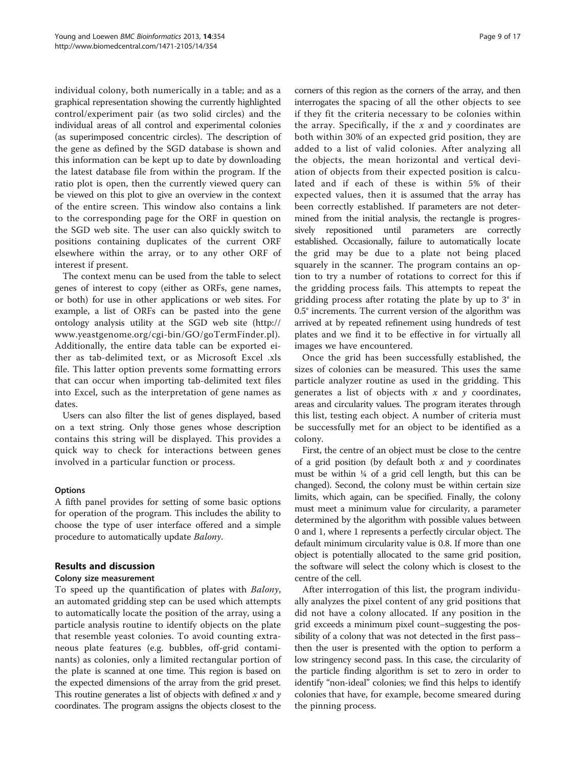individual colony, both numerically in a table; and as a graphical representation showing the currently highlighted control/experiment pair (as two solid circles) and the individual areas of all control and experimental colonies (as superimposed concentric circles). The description of the gene as defined by the SGD database is shown and this information can be kept up to date by downloading the latest database file from within the program. If the ratio plot is open, then the currently viewed query can be viewed on this plot to give an overview in the context of the entire screen. This window also contains a link to the corresponding page for the ORF in question on the SGD web site. The user can also quickly switch to positions containing duplicates of the current ORF elsewhere within the array, or to any other ORF of interest if present.

The context menu can be used from the table to select genes of interest to copy (either as ORFs, gene names, or both) for use in other applications or web sites. For example, a list of ORFs can be pasted into the gene ontology analysis utility at the SGD web site (http://www.yeastgenome.org/cgi-bin/GO/goTermFinder.pl). Additionally, the entire data table can be exported either as tab-delimited text, or as Microsoft Excel .xls file. This latter option prevents some formatting errors that can occur when importing tab-delimited text files into Excel, such as the interpretation of gene names as dates.

Users can also filter the list of genes displayed, based on a text string. Only those genes whose description contains this string will be displayed. This provides a quick way to check for interactions between genes involved in a particular function or process.

#### Options

A fifth panel provides for setting of some basic options for operation of the program. This includes the ability to choose the type of user interface offered and a simple procedure to automatically update *Balony*.

## Results and discussion

### Colony size measurement

To speed up the quantification of plates with *Balony*, an automated gridding step can be used which attempts to automatically locate the position of the array, using a particle analysis routine to identify objects on the plate that resemble yeast colonies. To avoid counting extraneous plate features (e.g. bubbles, off-grid contaminants) as colonies, only a limited rectangular portion of the plate is scanned at one time. This region is based on the expected dimensions of the array from the grid preset. This routine generates a list of objects with defined $x$ and $y$ coordinates. The program assigns the objects closest to the corners of this region as the corners of the array, and then interrogates the spacing of all the other objects to see if they fit the criteria necessary to be colonies within the array. Specifically, if the $x$ and $y$ coordinates are both within 30% of an expected grid position, they are added to a list of valid colonies. After analyzing all the objects, the mean horizontal and vertical deviation of objects from their expected position is calculated and if each of these is within 5% of their expected values, then it is assumed that the array has been correctly established. If parameters are not determined from the initial analysis, the rectangle is progressively repositioned until parameters are correctly established. Occasionally, failure to automatically locate the grid may be due to a plate not being placed squarely in the scanner. The program contains an option to try a number of rotations to correct for this if the gridding process fails. This attempts to repeat the gridding process after rotating the plate by up to 3° in 0.5° increments. The current version of the algorithm was arrived at by repeated refinement using hundreds of test plates and we find it to be effective in for virtually all images we have encountered.

Once the grid has been successfully established, the sizes of colonies can be measured. This uses the same particle analyzer routine as used in the gridding. This generates a list of objects with $x$ and $y$ coordinates, areas and circularity values. The program iterates through this list, testing each object. A number of criteria must be successfully met for an object to be identified as a colony.

First, the centre of an object must be close to the centre of a grid position (by default both $x$ and $y$ coordinates must be within ¼ of a grid cell length, but this can be changed). Second, the colony must be within certain size limits, which again, can be specified. Finally, the colony must meet a minimum value for circularity, a parameter determined by the algorithm with possible values between 0 and 1, where 1 represents a perfectly circular object. The default minimum circularity value is 0.8. If more than one object is potentially allocated to the same grid position, the software will select the colony which is closest to the centre of the cell.

After interrogation of this list, the program individually analyzes the pixel content of any grid positions that did not have a colony allocated. If any position in the grid exceeds a minimum pixel count–suggesting the possibility of a colony that was not detected in the first pass–then the user is presented with the option to perform a low stringency second pass. In this case, the circularity of the particle finding algorithm is set to zero in order to identify "non-ideal" colonies; we find this helps to identify colonies that have, for example, become smeared during the pinning process.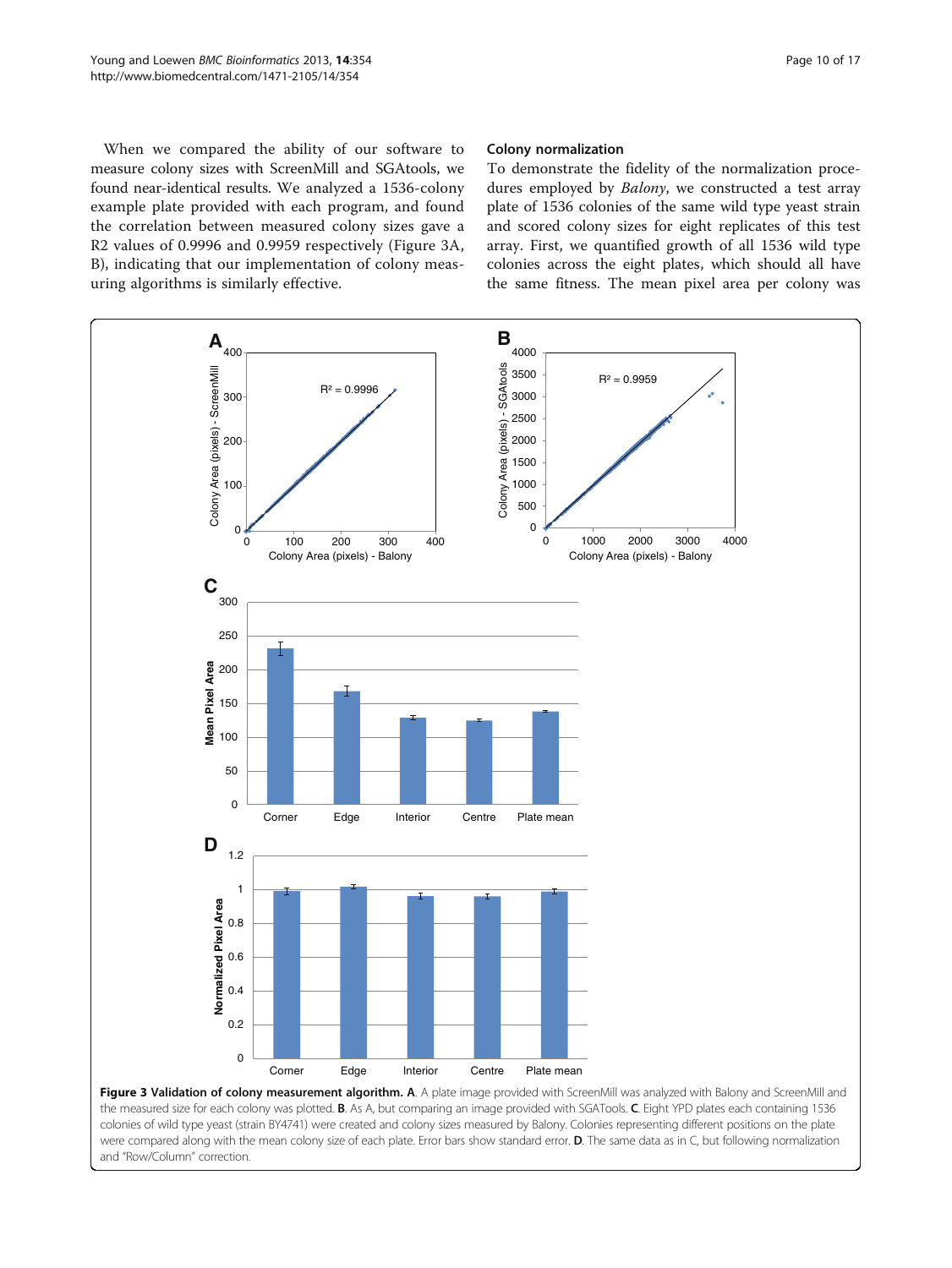When we compared the ability of our software to measure colony sizes with ScreenMill and SGAtools, we found near-identical results. We analyzed a 1536-colony example plate provided with each program, and found the correlation between measured colony sizes gave a R2 values of 0.9996 and 0.9959 respectively (Figure 3A, B), indicating that our implementation of colony measuring algorithms is similarly effective.

## Colony normalization

To demonstrate the fidelity of the normalization procedures employed by *Balony*, we constructed a test array plate of 1536 colonies of the same wild type yeast strain and scored colony sizes for eight replicates of this test array. First, we quantified growth of all 1536 wild type colonies across the eight plates, which should all have the same fitness. The mean pixel area per colony was

A

Colony Area (pixels) - ScreenMill

Colony Area (pixels) - Balony

$R^2$ = 0.9996

0 100 200 300 400

B

Colony Area (pixels) - SGAtools

Colony Area (pixels) - Balony

$R^2$ = 0.9959

0 500 1000 1500 2000 2500 3000 3500 4000

C

Mean Pixel Area

0 50 100 150 200 250 300

Corner Edge Interior Centre Plate mean

D

Normalized Pixel Area

0 0.2 0.4 0.6 0.8 1 1.2

Corner Edge Interior Centre Plate mean

**Figure 3 Validation of colony measurement algorithm. A**. A plate image provided with ScreenMill was analyzed with Balony and ScreenMill and the measured size for each colony was plotted. **B**. As A, but comparing an image provided with SGATools. **C**. Eight YPD plates each containing 1536 colonies of wild type yeast (strain BY4741) were created and colony sizes measured by Balony. Colonies representing different positions on the plate were compared along with the mean colony size of each plate. Error bars show standard error. **D**. The same data as in C, but following normalization and "Row/Column" correction.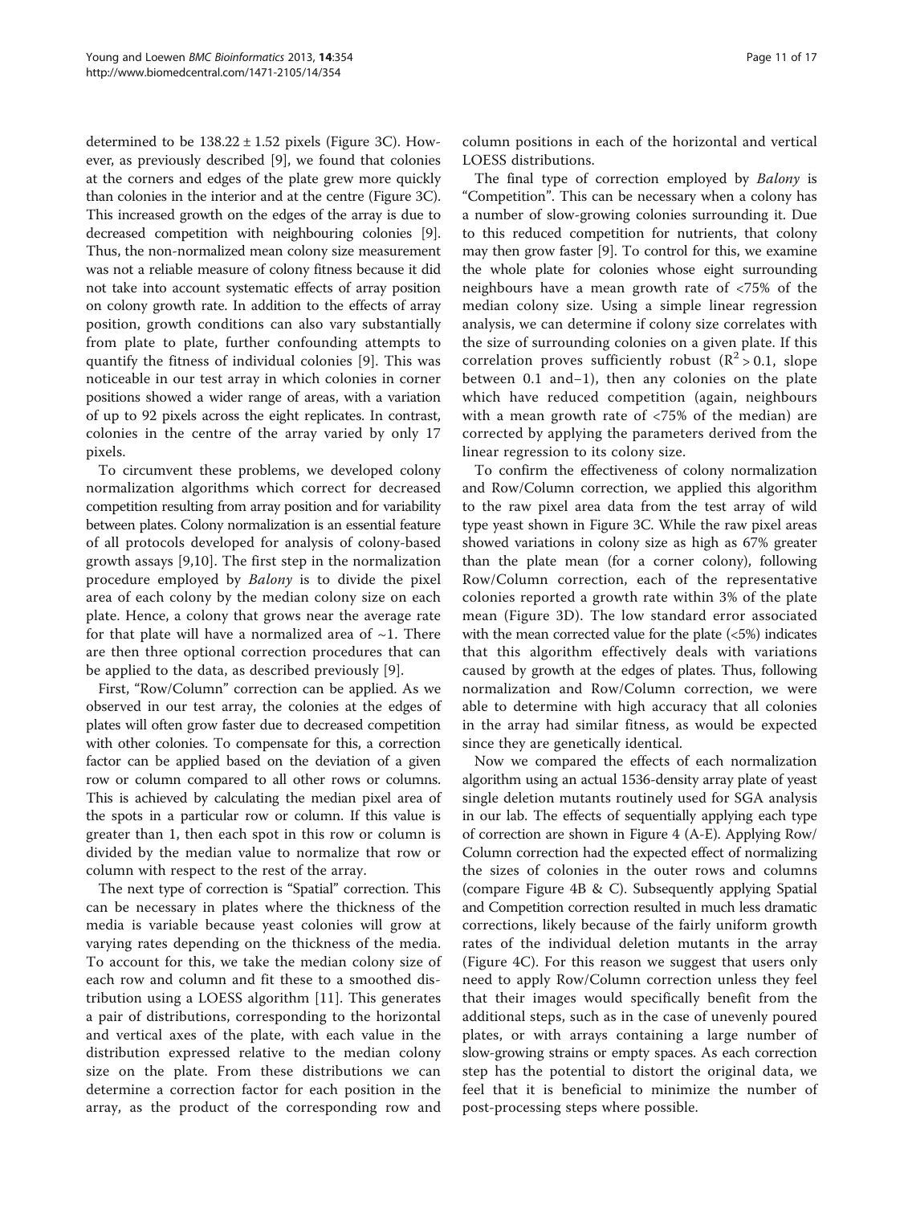determined to be $138.22 \pm 1.52$ pixels (Figure 3C). However, as previously described [9], we found that colonies at the corners and edges of the plate grew more quickly than colonies in the interior and at the centre (Figure 3C). This increased growth on the edges of the array is due to decreased competition with neighbouring colonies [9]. Thus, the non-normalized mean colony size measurement was not a reliable measure of colony fitness because it did not take into account systematic effects of array position on colony growth rate. In addition to the effects of array position, growth conditions can also vary substantially from plate to plate, further confounding attempts to quantify the fitness of individual colonies [9]. This was noticeable in our test array in which colonies in corner positions showed a wider range of areas, with a variation of up to 92 pixels across the eight replicates. In contrast, colonies in the centre of the array varied by only 17 pixels.

To circumvent these problems, we developed colony normalization algorithms which correct for decreased competition resulting from array position and for variability between plates. Colony normalization is an essential feature of all protocols developed for analysis of colony-based growth assays [9,10]. The first step in the normalization procedure employed by *Balony* is to divide the pixel area of each colony by the median colony size on each plate. Hence, a colony that grows near the average rate for that plate will have a normalized area of ~1. There are then three optional correction procedures that can be applied to the data, as described previously [9].

First, "Row/Column" correction can be applied. As we observed in our test array, the colonies at the edges of plates will often grow faster due to decreased competition with other colonies. To compensate for this, a correction factor can be applied based on the deviation of a given row or column compared to all other rows or columns. This is achieved by calculating the median pixel area of the spots in a particular row or column. If this value is greater than 1, then each spot in this row or column is divided by the median value to normalize that row or column with respect to the rest of the array.

The next type of correction is "Spatial" correction. This can be necessary in plates where the thickness of the media is variable because yeast colonies will grow at varying rates depending on the thickness of the media. To account for this, we take the median colony size of each row and column and fit these to a smoothed distribution using a LOESS algorithm [11]. This generates a pair of distributions, corresponding to the horizontal and vertical axes of the plate, with each value in the distribution expressed relative to the median colony size on the plate. From these distributions we can determine a correction factor for each position in the array, as the product of the corresponding row and column positions in each of the horizontal and vertical LOESS distributions.

The final type of correction employed by *Balony* is "Competition". This can be necessary when a colony has a number of slow-growing colonies surrounding it. Due to this reduced competition for nutrients, that colony may then grow faster [9]. To control for this, we examine the whole plate for colonies whose eight surrounding neighbours have a mean growth rate of <75% of the median colony size. Using a simple linear regression analysis, we can determine if colony size correlates with the size of surrounding colonies on a given plate. If this correlation proves sufficiently robust ($R^2 > 0.1$, slope between 0.1 and −1), then any colonies on the plate which have reduced competition (again, neighbours with a mean growth rate of <75% of the median) are corrected by applying the parameters derived from the linear regression to its colony size.

To confirm the effectiveness of colony normalization and Row/Column correction, we applied this algorithm to the raw pixel area data from the test array of wild type yeast shown in Figure 3C. While the raw pixel areas showed variations in colony size as high as 67% greater than the plate mean (for a corner colony), following Row/Column correction, each of the representative colonies reported a growth rate within 3% of the plate mean (Figure 3D). The low standard error associated with the mean corrected value for the plate (<5%) indicates that this algorithm effectively deals with variations caused by growth at the edges of plates. Thus, following normalization and Row/Column correction, we were able to determine with high accuracy that all colonies in the array had similar fitness, as would be expected since they are genetically identical.

Now we compared the effects of each normalization algorithm using an actual 1536-density array plate of yeast single deletion mutants routinely used for SGA analysis in our lab. The effects of sequentially applying each type of correction are shown in Figure 4 (A-E). Applying Row/Column correction had the expected effect of normalizing the sizes of colonies in the outer rows and columns (compare Figure 4B & C). Subsequently applying Spatial and Competition correction resulted in much less dramatic corrections, likely because of the fairly uniform growth rates of the individual deletion mutants in the array (Figure 4C). For this reason we suggest that users only need to apply Row/Column correction unless they feel that their images would specifically benefit from the additional steps, such as in the case of unevenly poured plates, or with arrays containing a large number of slow-growing strains or empty spaces. As each correction step has the potential to distort the original data, we feel that it is beneficial to minimize the number of post-processing steps where possible.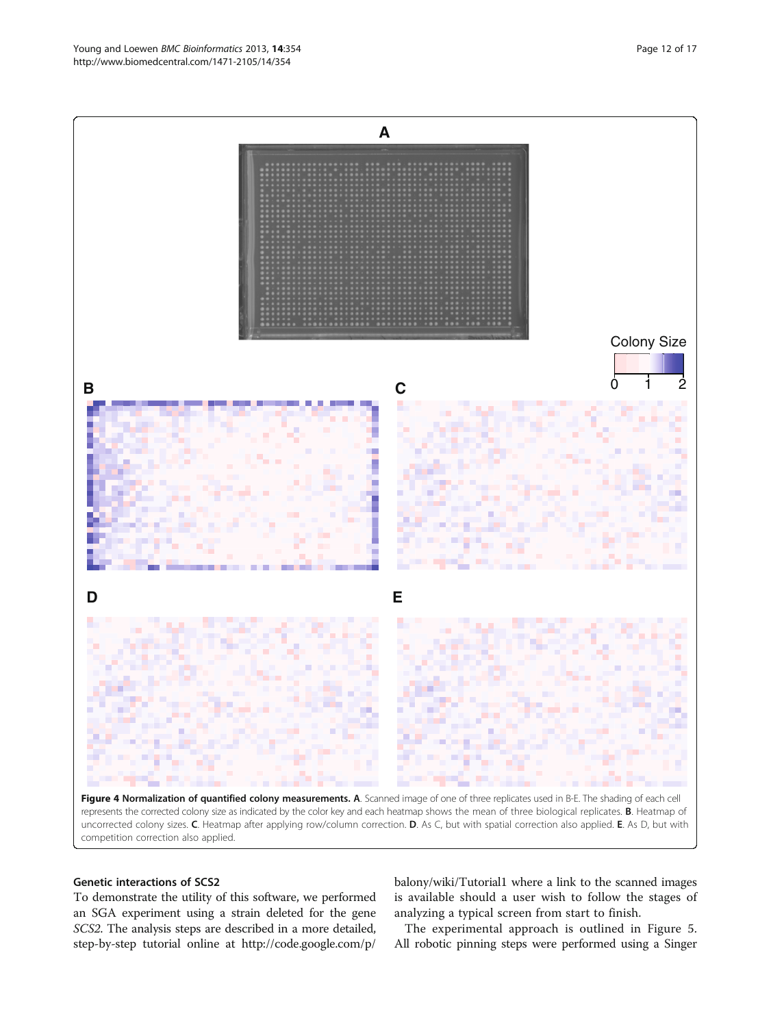A

Colony Size

0 1 2

B

C

D

E

**Figure 4 Normalization of quantified colony measurements. A**. Scanned image of one of three replicates used in B-E. The shading of each cell represents the corrected colony size as indicated by the color key and each heatmap shows the mean of three biological replicates. **B**. Heatmap of uncorrected colony sizes. **C**. Heatmap after applying row/column correction. **D**. As C, but with spatial correction also applied. **E**. As D, but with competition correction also applied.

### Genetic interactions of SCS2

To demonstrate the utility of this software, we performed an SGA experiment using a strain deleted for the gene *SCS2*. The analysis steps are described in a more detailed, step-by-step tutorial online at http://code.google.com/p/balony/wiki/Tutorial1 where a link to the scanned images is available should a user wish to follow the stages of analyzing a typical screen from start to finish.

The experimental approach is outlined in Figure 5. All robotic pinning steps were performed using a Singer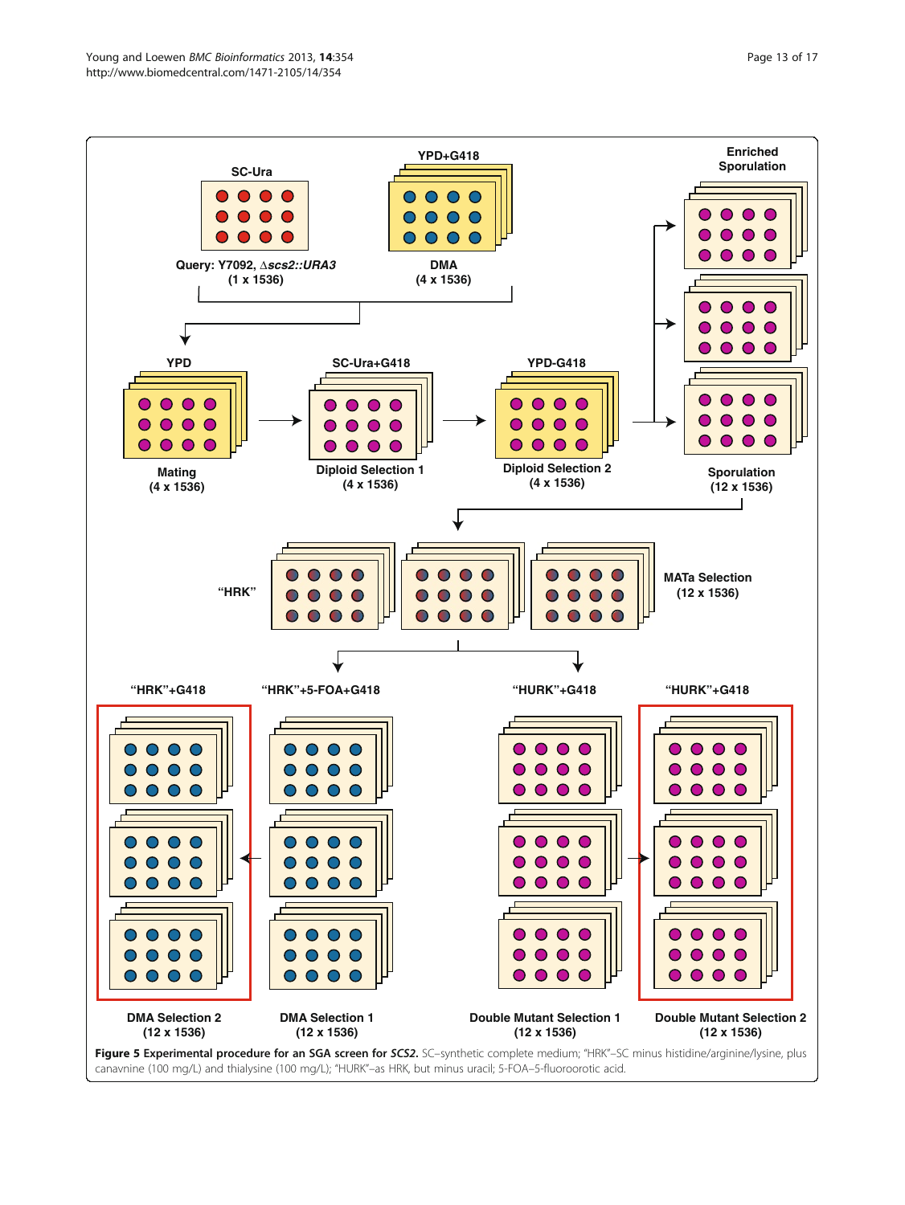**Figure 5 Experimental procedure for an SGA screen for *SCS2*.** SC–synthetic complete medium; "HRK"–SC minus histidine/arginine/lysine, plus canavnine (100 mg/L) and thialysine (100 mg/L); "HURK"–as HRK, but minus uracil; 5-FOA–5-fluoroorotic acid.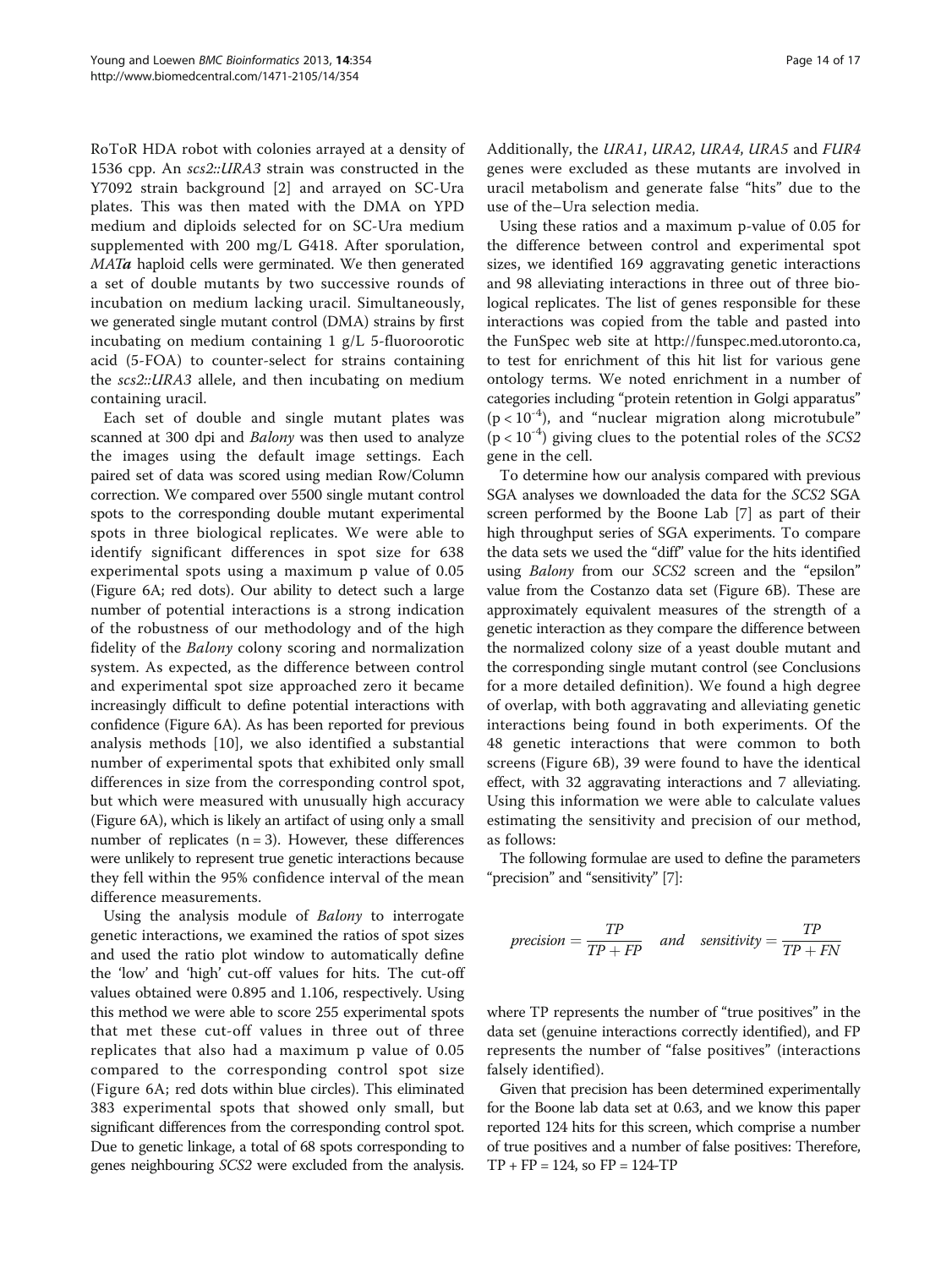RoToR HDA robot with colonies arrayed at a density of 1536 cpp. An *scs2::URA3* strain was constructed in the Y7092 strain background [2] and arrayed on SC-Ura plates. This was then mated with the DMA on YPD medium and diploids selected for on SC-Ura medium supplemented with 200 mg/L G418. After sporulation, *MAT**a*** haploid cells were germinated. We then generated a set of double mutants by two successive rounds of incubation on medium lacking uracil. Simultaneously, we generated single mutant control (DMA) strains by first incubating on medium containing 1 g/L 5-fluoroorotic acid (5-FOA) to counter-select for strains containing the *scs2::URA3* allele, and then incubating on medium containing uracil.

Each set of double and single mutant plates was scanned at 300 dpi and *Balony* was then used to analyze the images using the default image settings. Each paired set of data was scored using median Row/Column correction. We compared over 5500 single mutant control spots to the corresponding double mutant experimental spots in three biological replicates. We were able to identify significant differences in spot size for 638 experimental spots using a maximum p value of 0.05 (Figure 6A; red dots). Our ability to detect such a large number of potential interactions is a strong indication of the robustness of our methodology and of the high fidelity of the *Balony* colony scoring and normalization system. As expected, as the difference between control and experimental spot size approached zero it became increasingly difficult to define potential interactions with confidence (Figure 6A). As has been reported for previous analysis methods [10], we also identified a substantial number of experimental spots that exhibited only small differences in size from the corresponding control spot, but which were measured with unusually high accuracy (Figure 6A), which is likely an artifact of using only a small number of replicates ($n = 3$). However, these differences were unlikely to represent true genetic interactions because they fell within the 95% confidence interval of the mean difference measurements.

Using the analysis module of *Balony* to interrogate genetic interactions, we examined the ratios of spot sizes and used the ratio plot window to automatically define the 'low' and 'high' cut-off values for hits. The cut-off values obtained were 0.895 and 1.106, respectively. Using this method we were able to score 255 experimental spots that met these cut-off values in three out of three replicates that also had a maximum p value of 0.05 compared to the corresponding control spot size (Figure 6A; red dots within blue circles). This eliminated 383 experimental spots that showed only small, but significant differences from the corresponding control spot. Due to genetic linkage, a total of 68 spots corresponding to genes neighbouring *SCS2* were excluded from the analysis. Additionally, the *URA1*, *URA2*, *URA4*, *URA5* and *FUR4* genes were excluded as these mutants are involved in uracil metabolism and generate false "hits" due to the use of the−Ura selection media.

Using these ratios and a maximum p-value of 0.05 for the difference between control and experimental spot sizes, we identified 169 aggravating genetic interactions and 98 alleviating interactions in three out of three biological replicates. The list of genes responsible for these interactions was copied from the table and pasted into the FunSpec web site at http://funspec.med.utoronto.ca, to test for enrichment of this hit list for various gene ontology terms. We noted enrichment in a number of categories including "protein retention in Golgi apparatus" ($p < 10^{-4}$), and "nuclear migration along microtubule" ($p < 10^{-4}$) giving clues to the potential roles of the *SCS2* gene in the cell.

To determine how our analysis compared with previous SGA analyses we downloaded the data for the *SCS2* SGA screen performed by the Boone Lab [7] as part of their high throughput series of SGA experiments. To compare the data sets we used the "diff" value for the hits identified using *Balony* from our *SCS2* screen and the "epsilon" value from the Costanzo data set (Figure 6B). These are approximately equivalent measures of the strength of a genetic interaction as they compare the difference between the normalized colony size of a yeast double mutant and the corresponding single mutant control (see Conclusions for a more detailed definition). We found a high degree of overlap, with both aggravating and alleviating genetic interactions being found in both experiments. Of the 48 genetic interactions that were common to both screens (Figure 6B), 39 were found to have the identical effect, with 32 aggravating interactions and 7 alleviating. Using this information we were able to calculate values estimating the sensitivity and precision of our method, as follows:

The following formulae are used to define the parameters "precision" and "sensitivity" [7]:

$$precision = \frac{TP}{TP + FP} \quad and \quad sensitivity = \frac{TP}{TP + FN}$$

where TP represents the number of "true positives" in the data set (genuine interactions correctly identified), and FP represents the number of "false positives" (interactions falsely identified).

Given that precision has been determined experimentally for the Boone lab data set at 0.63, and we know this paper reported 124 hits for this screen, which comprise a number of true positives and a number of false positives: Therefore, $TP + FP = 124$, so $FP = 124\text{-}TP$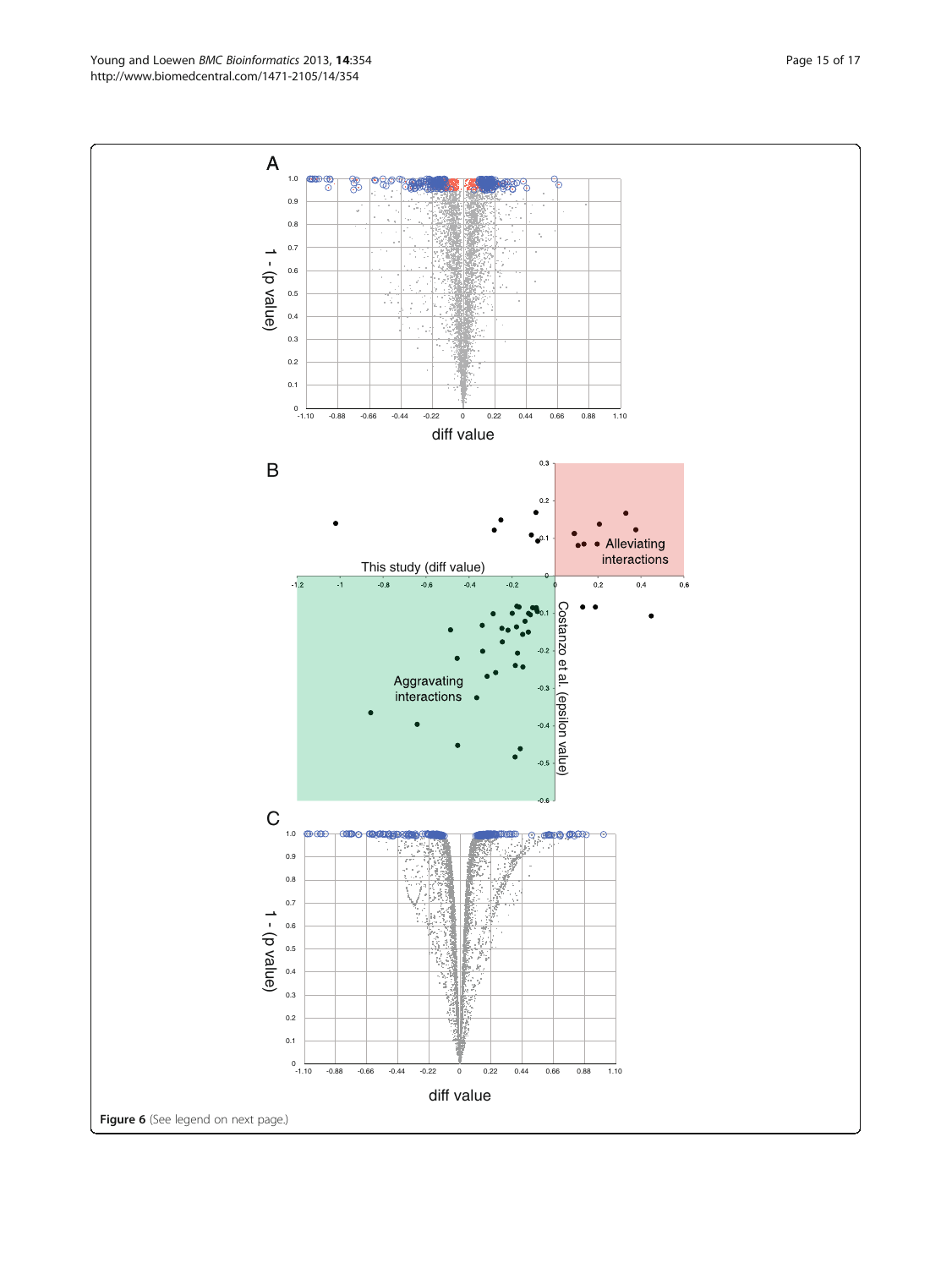A

1.0
0.9
0.8
0.7
0.6
0.5
0.4
0.3
0.2
0.1
0

1 - (p value)

-1.10 -0.88 -0.66 -0.44 -0.22 0 0.22 0.44 0.66 0.88 1.10

diff value

B

0.3
0.2
0.1
0
-0.1
-0.2
-0.3
-0.4
-0.5
-0.6

-1.2 -1 -0.8 -0.6 -0.4 -0.2 0 0.2 0.4 0.6

This study (diff value)

Costanzo et al. (epsilon value)

Alleviating interactions

Aggravating interactions

C

1.0
0.9
0.8
0.7
0.6
0.5
0.4
0.3
0.2
0.1
0

1 - (p value)

-1.10 -0.88 -0.66 -0.44 -0.22 0 0.22 0.44 0.66 0.88 1.10

diff value

**Figure 6** (See legend on next page.)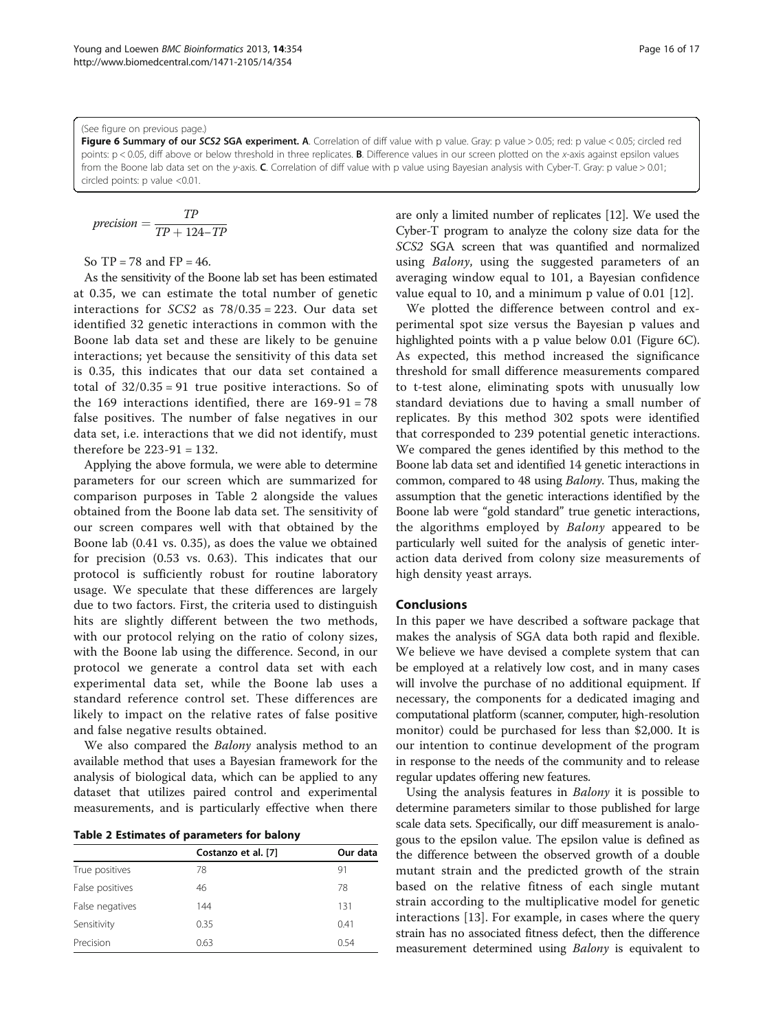(See figure on previous page.)

**Figure 6 Summary of our *SCS2* SGA experiment. A**. Correlation of diff value with p value. Gray: p value > 0.05; red: p value < 0.05; circled red points: p < 0.05, diff above or below threshold in three replicates. **B**. Difference values in our screen plotted on the *x*-axis against epsilon values from the Boone lab data set on the *y*-axis. **C**. Correlation of diff value with p value using Bayesian analysis with Cyber-T. Gray: p value > 0.01; circled points: p value <0.01.

$$precision = \frac{TP}{TP + 124 - TP}$$

So TP = 78 and FP = 46.

As the sensitivity of the Boone lab set has been estimated at 0.35, we can estimate the total number of genetic interactions for *SCS2* as 78/0.35 = 223. Our data set identified 32 genetic interactions in common with the Boone lab data set and these are likely to be genuine interactions; yet because the sensitivity of this data set is 0.35, this indicates that our data set contained a total of 32/0.35 = 91 true positive interactions. So of the 169 interactions identified, there are 169-91 = 78 false positives. The number of false negatives in our data set, i.e. interactions that we did not identify, must therefore be 223-91 = 132.

Applying the above formula, we were able to determine parameters for our screen which are summarized for comparison purposes in Table 2 alongside the values obtained from the Boone lab data set. The sensitivity of our screen compares well with that obtained by the Boone lab (0.41 vs. 0.35), as does the value we obtained for precision (0.53 vs. 0.63). This indicates that our protocol is sufficiently robust for routine laboratory usage. We speculate that these differences are largely due to two factors. First, the criteria used to distinguish hits are slightly different between the two methods, with our protocol relying on the ratio of colony sizes, with the Boone lab using the difference. Second, in our protocol we generate a control data set with each experimental data set, while the Boone lab uses a standard reference control set. These differences are likely to impact on the relative rates of false positive and false negative results obtained.

We also compared the *Balony* analysis method to an available method that uses a Bayesian framework for the analysis of biological data, which can be applied to any dataset that utilizes paired control and experimental measurements, and is particularly effective when there are only a limited number of replicates [12]. We used the Cyber-T program to analyze the colony size data for the *SCS2* SGA screen that was quantified and normalized using *Balony*, using the suggested parameters of an averaging window equal to 101, a Bayesian confidence value equal to 10, and a minimum p value of 0.01 [12].

**Table 2 Estimates of parameters for balony**

| | Costanzo et al. [7] | Our data |
|---|---|---|
| True positives | 78 | 91 |
| False positives | 46 | 78 |
| False negatives | 144 | 131 |
| Sensitivity | 0.35 | 0.41 |
| Precision | 0.63 | 0.54 |

We plotted the difference between control and experimental spot size versus the Bayesian p values and highlighted points with a p value below 0.01 (Figure 6C). As expected, this method increased the significance threshold for small difference measurements compared to t-test alone, eliminating spots with unusually low standard deviations due to having a small number of replicates. By this method 302 spots were identified that corresponded to 239 potential genetic interactions. We compared the genes identified by this method to the Boone lab data set and identified 14 genetic interactions in common, compared to 48 using *Balony*. Thus, making the assumption that the genetic interactions identified by the Boone lab were "gold standard" true genetic interactions, the algorithms employed by *Balony* appeared to be particularly well suited for the analysis of genetic interaction data derived from colony size measurements of high density yeast arrays.

## Conclusions

In this paper we have described a software package that makes the analysis of SGA data both rapid and flexible. We believe we have devised a complete system that can be employed at a relatively low cost, and in many cases will involve the purchase of no additional equipment. If necessary, the components for a dedicated imaging and computational platform (scanner, computer, high-resolution monitor) could be purchased for less than $2,000. It is our intention to continue development of the program in response to the needs of the community and to release regular updates offering new features.

Using the analysis features in *Balony* it is possible to determine parameters similar to those published for large scale data sets. Specifically, our diff measurement is analogous to the epsilon value. The epsilon value is defined as the difference between the observed growth of a double mutant strain and the predicted growth of the strain based on the relative fitness of each single mutant strain according to the multiplicative model for genetic interactions [13]. For example, in cases where the query strain has no associated fitness defect, then the difference measurement determined using *Balony* is equivalent to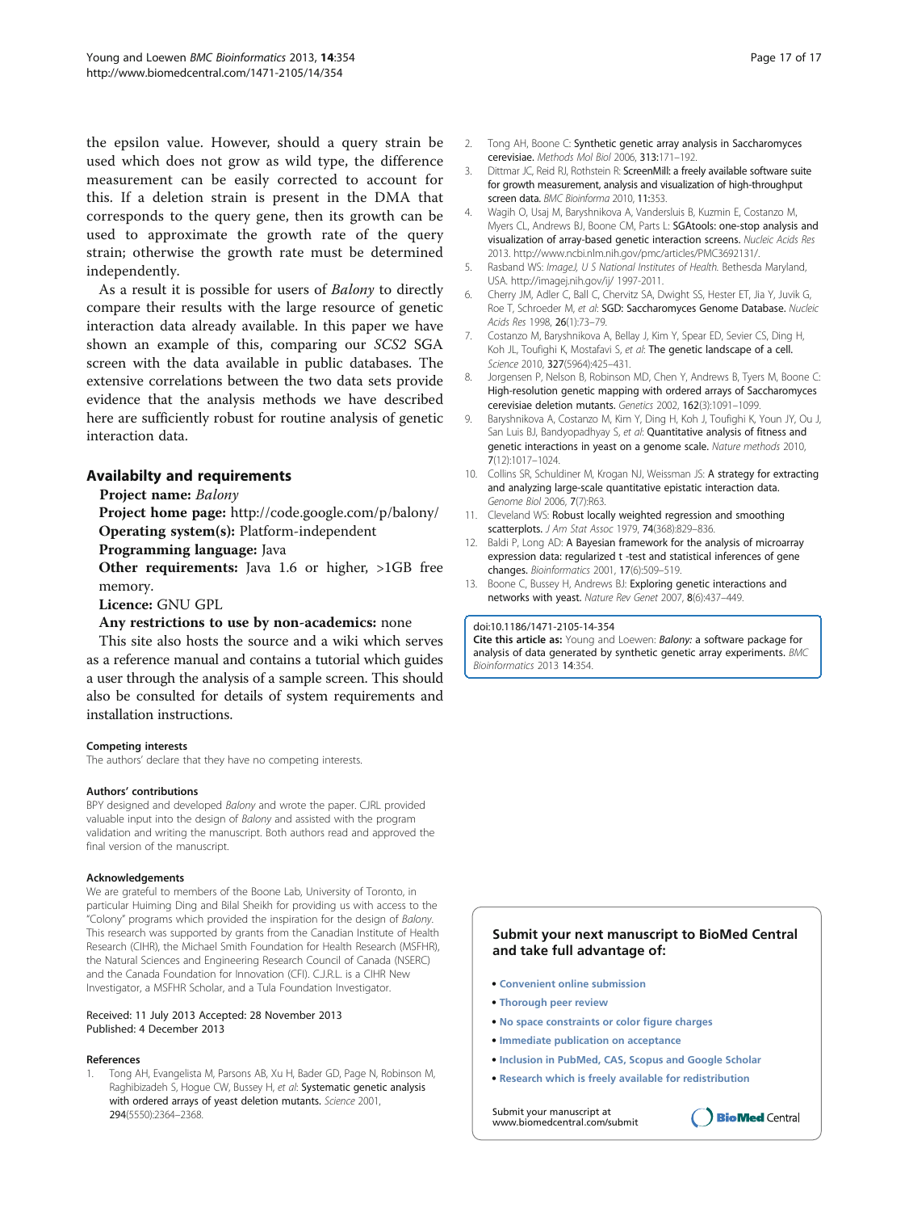the epsilon value. However, should a query strain be used which does not grow as wild type, the difference measurement can be easily corrected to account for this. If a deletion strain is present in the DMA that corresponds to the query gene, then its growth can be used to approximate the growth rate of the query strain; otherwise the growth rate must be determined independently.

As a result it is possible for users of *Balony* to directly compare their results with the large resource of genetic interaction data already available. In this paper we have shown an example of this, comparing our *SCS2* SGA screen with the data available in public databases. The extensive correlations between the two data sets provide evidence that the analysis methods we have described here are sufficiently robust for routine analysis of genetic interaction data.

## Availabilty and requirements

**Project name:** *Balony*

**Project home page:** http://code.google.com/p/balony/

**Operating system(s):** Platform-independent

**Programming language:** Java

**Other requirements:** Java 1.6 or higher, >1GB free memory.

**Licence:** GNU GPL

**Any restrictions to use by non-academics:** none

This site also hosts the source and a wiki which serves as a reference manual and contains a tutorial which guides a user through the analysis of a sample screen. This should also be consulted for details of system requirements and installation instructions.

#### Competing interests

The authors' declare that they have no competing interests.

#### Authors' contributions

BPY designed and developed *Balony* and wrote the paper. CJRL provided valuable input into the design of *Balony* and assisted with the program validation and writing the manuscript. Both authors read and approved the final version of the manuscript.

#### Acknowledgements

We are grateful to members of the Boone Lab, University of Toronto, in particular Huiming Ding and Bilal Sheikh for providing us with access to the "Colony" programs which provided the inspiration for the design of *Balony*. This research was supported by grants from the Canadian Institute of Health Research (CIHR), the Michael Smith Foundation for Health Research (MSFHR), the Natural Sciences and Engineering Research Council of Canada (NSERC) and the Canada Foundation for Innovation (CFI). C.J.R.L. is a CIHR New Investigator, a MSFHR Scholar, and a Tula Foundation Investigator.

Received: 11 July 2013 Accepted: 28 November 2013
Published: 4 December 2013

#### References

1. Tong AH, Evangelista M, Parsons AB, Xu H, Bader GD, Page N, Robinson M, Raghibizadeh S, Hogue CW, Bussey H, *et al*: **Systematic genetic analysis with ordered arrays of yeast deletion mutants.** *Science* 2001, **294**(5550):2364–2368.
2. Tong AH, Boone C: **Synthetic genetic array analysis in Saccharomyces cerevisiae.** *Methods Mol Biol* 2006, **313**:171–192.
3. Dittmar JC, Reid RJ, Rothstein R: **ScreenMill: a freely available software suite for growth measurement, analysis and visualization of high-throughput screen data.** *BMC Bioinforma* 2010, **11**:353.
4. Wagih O, Usaj M, Baryshnikova A, Vandersluis B, Kuzmin E, Costanzo M, Myers CL, Andrews BJ, Boone CM, Parts L: **SGAtools: one-stop analysis and visualization of array-based genetic interaction screens.** *Nucleic Acids Res* 2013. http://www.ncbi.nlm.nih.gov/pmc/articles/PMC3692131/.
5. Rasband WS: *ImageJ, U S National Institutes of Health.* Bethesda Maryland, USA. http://imagej.nih.gov/ij/ 1997-2011.
6. Cherry JM, Adler C, Ball C, Chervitz SA, Dwight SS, Hester ET, Jia Y, Juvik G, Roe T, Schroeder M, *et al*: **SGD: Saccharomyces Genome Database.** *Nucleic Acids Res* 1998, **26**(1):73–79.
7. Costanzo M, Baryshnikova A, Bellay J, Kim Y, Spear ED, Sevier CS, Ding H, Koh JL, Toufighi K, Mostafavi S, *et al*: **The genetic landscape of a cell.** *Science* 2010, **327**(5964):425–431.
8. Jorgensen P, Nelson B, Robinson MD, Chen Y, Andrews B, Tyers M, Boone C: **High-resolution genetic mapping with ordered arrays of Saccharomyces cerevisiae deletion mutants.** *Genetics* 2002, **162**(3):1091–1099.
9. Baryshnikova A, Costanzo M, Kim Y, Ding H, Koh J, Toufighi K, Youn JY, Ou J, San Luis BJ, Bandyopadhyay S, *et al*: **Quantitative analysis of fitness and genetic interactions in yeast on a genome scale.** *Nature methods* 2010, **7**(12):1017–1024.
10. Collins SR, Schuldiner M, Krogan NJ, Weissman JS: **A strategy for extracting and analyzing large-scale quantitative epistatic interaction data.** *Genome Biol* 2006, **7**(7):R63.
11. Cleveland WS: **Robust locally weighted regression and smoothing scatterplots.** *J Am Stat Assoc* 1979, **74**(368):829–836.
12. Baldi P, Long AD: **A Bayesian framework for the analysis of microarray expression data: regularized t -test and statistical inferences of gene changes.** *Bioinformatics* 2001, **17**(6):509–519.
13. Boone C, Bussey H, Andrews BJ: **Exploring genetic interactions and networks with yeast.** *Nature Rev Genet* 2007, **8**(6):437–449.

doi:10.1186/1471-2105-14-354
**Cite this article as:** Young and Loewen: *Balony:* a software package for analysis of data generated by synthetic genetic array experiments. *BMC Bioinformatics* 2013 **14**:354.